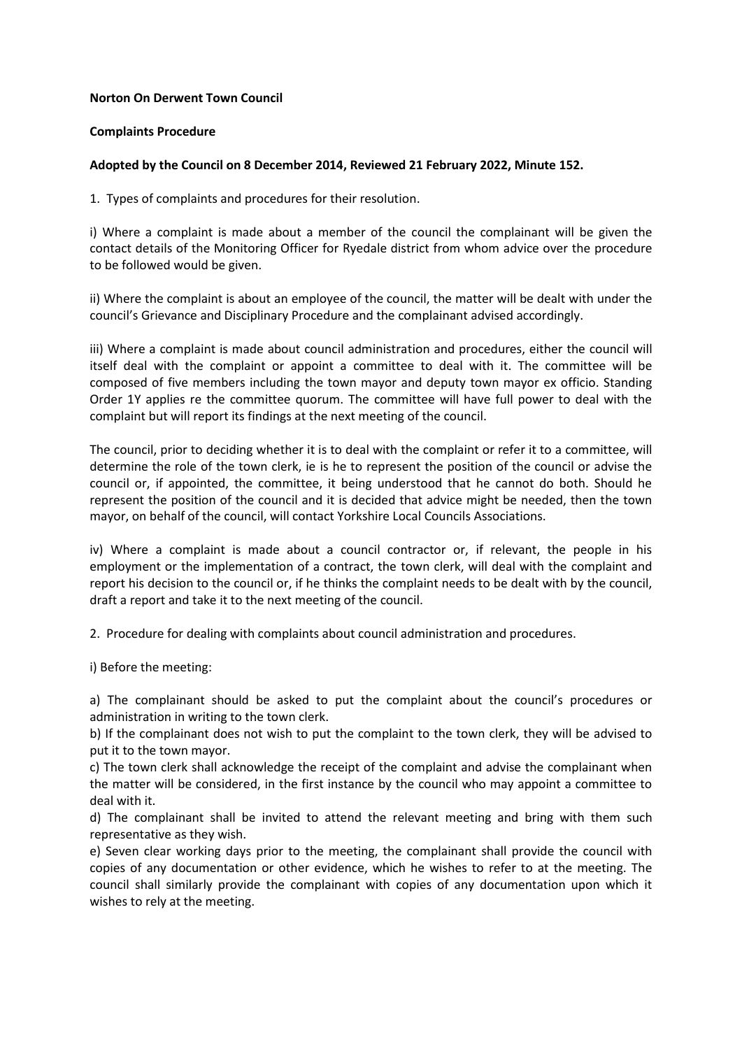**Norton On Derwent Town Council**

**Complaints Procedure**

**Adopted by the Council on 8 December 2014, Reviewed 21 February 2022, Minute 152.**

1. Types of complaints and procedures for their resolution.

i) Where a complaint is made about a member of the council the complainant will be given the contact details of the Monitoring Officer for Ryedale district from whom advice over the procedure to be followed would be given.

ii) Where the complaint is about an employee of the council, the matter will be dealt with under the council's Grievance and Disciplinary Procedure and the complainant advised accordingly.

iii) Where a complaint is made about council administration and procedures, either the council will itself deal with the complaint or appoint a committee to deal with it. The committee will be composed of five members including the town mayor and deputy town mayor ex officio. Standing Order 1Y applies re the committee quorum. The committee will have full power to deal with the complaint but will report its findings at the next meeting of the council.

The council, prior to deciding whether it is to deal with the complaint or refer it to a committee, will determine the role of the town clerk, ie is he to represent the position of the council or advise the council or, if appointed, the committee, it being understood that he cannot do both. Should he represent the position of the council and it is decided that advice might be needed, then the town mayor, on behalf of the council, will contact Yorkshire Local Councils Associations.

iv) Where a complaint is made about a council contractor or, if relevant, the people in his employment or the implementation of a contract, the town clerk, will deal with the complaint and report his decision to the council or, if he thinks the complaint needs to be dealt with by the council, draft a report and take it to the next meeting of the council.

2. Procedure for dealing with complaints about council administration and procedures.

i) Before the meeting:

a) The complainant should be asked to put the complaint about the council's procedures or administration in writing to the town clerk.
b) If the complainant does not wish to put the complaint to the town clerk, they will be advised to put it to the town mayor.
c) The town clerk shall acknowledge the receipt of the complaint and advise the complainant when the matter will be considered, in the first instance by the council who may appoint a committee to deal with it.
d) The complainant shall be invited to attend the relevant meeting and bring with them such representative as they wish.
e) Seven clear working days prior to the meeting, the complainant shall provide the council with copies of any documentation or other evidence, which he wishes to refer to at the meeting. The council shall similarly provide the complainant with copies of any documentation upon which it wishes to rely at the meeting.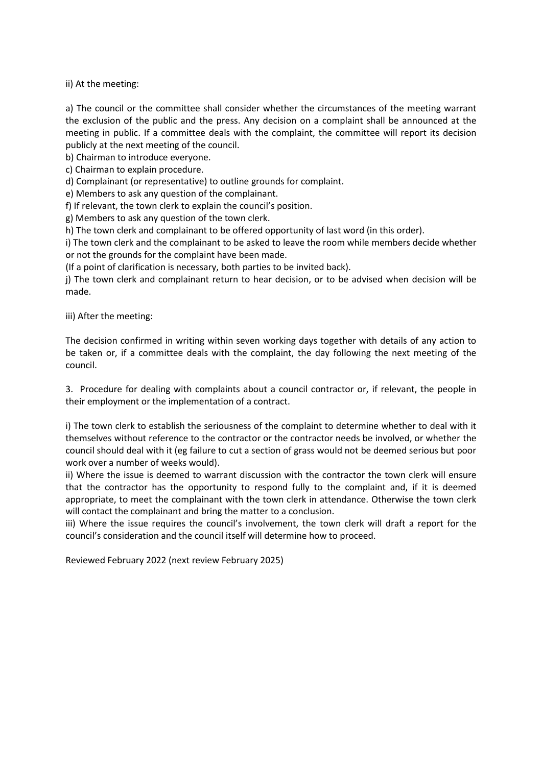ii) At the meeting:

a) The council or the committee shall consider whether the circumstances of the meeting warrant the exclusion of the public and the press. Any decision on a complaint shall be announced at the meeting in public. If a committee deals with the complaint, the committee will report its decision publicly at the next meeting of the council.
b) Chairman to introduce everyone.
c) Chairman to explain procedure.
d) Complainant (or representative) to outline grounds for complaint.
e) Members to ask any question of the complainant.
f) If relevant, the town clerk to explain the council's position.
g) Members to ask any question of the town clerk.
h) The town clerk and complainant to be offered opportunity of last word (in this order).
i) The town clerk and the complainant to be asked to leave the room while members decide whether or not the grounds for the complaint have been made.
(If a point of clarification is necessary, both parties to be invited back).
j) The town clerk and complainant return to hear decision, or to be advised when decision will be made.

iii) After the meeting:

The decision confirmed in writing within seven working days together with details of any action to be taken or, if a committee deals with the complaint, the day following the next meeting of the council.

3. Procedure for dealing with complaints about a council contractor or, if relevant, the people in their employment or the implementation of a contract.

i) The town clerk to establish the seriousness of the complaint to determine whether to deal with it themselves without reference to the contractor or the contractor needs be involved, or whether the council should deal with it (eg failure to cut a section of grass would not be deemed serious but poor work over a number of weeks would).
ii) Where the issue is deemed to warrant discussion with the contractor the town clerk will ensure that the contractor has the opportunity to respond fully to the complaint and, if it is deemed appropriate, to meet the complainant with the town clerk in attendance. Otherwise the town clerk will contact the complainant and bring the matter to a conclusion.
iii) Where the issue requires the council's involvement, the town clerk will draft a report for the council's consideration and the council itself will determine how to proceed.

Reviewed February 2022 (next review February 2025)